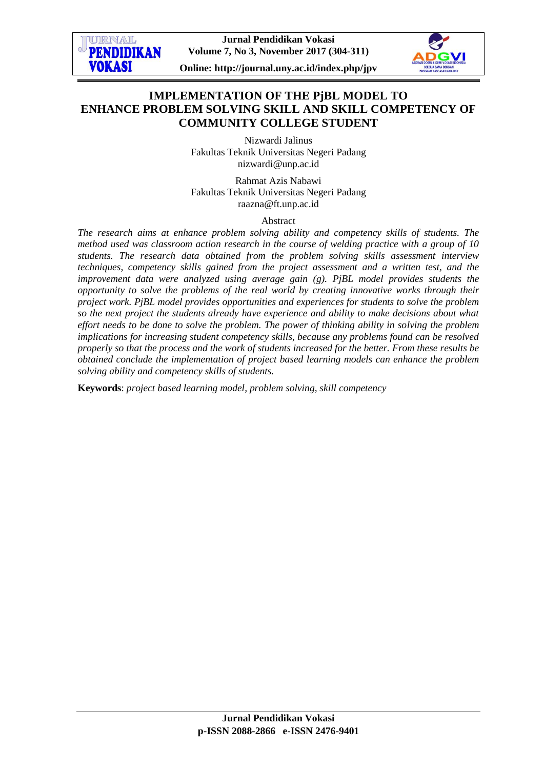# IMPLEMENTATION OF THE PjBL MODEL TO ENHANCE PROBLEM SOLVING SKILL AND SKILL COMPETENCY OF COMMUNITY COLLEGE STUDENT

Nizwardi Jalinus
Fakultas Teknik Universitas Negeri Padang
nizwardi@unp.ac.id

Rahmat Azis Nabawi
Fakultas Teknik Universitas Negeri Padang
raazna@ft.unp.ac.id

Abstract

*The research aims at enhance problem solving ability and competency skills of students. The method used was classroom action research in the course of welding practice with a group of 10 students. The research data obtained from the problem solving skills assessment interview techniques, competency skills gained from the project assessment and a written test, and the improvement data were analyzed using average gain (g). PjBL model provides students the opportunity to solve the problems of the real world by creating innovative works through their project work. PjBL model provides opportunities and experiences for students to solve the problem so the next project the students already have experience and ability to make decisions about what effort needs to be done to solve the problem. The power of thinking ability in solving the problem implications for increasing student competency skills, because any problems found can be resolved properly so that the process and the work of students increased for the better. From these results be obtained conclude the implementation of project based learning models can enhance the problem solving ability and competency skills of students.*

**Keywords**: *project based learning model, problem solving, skill competency*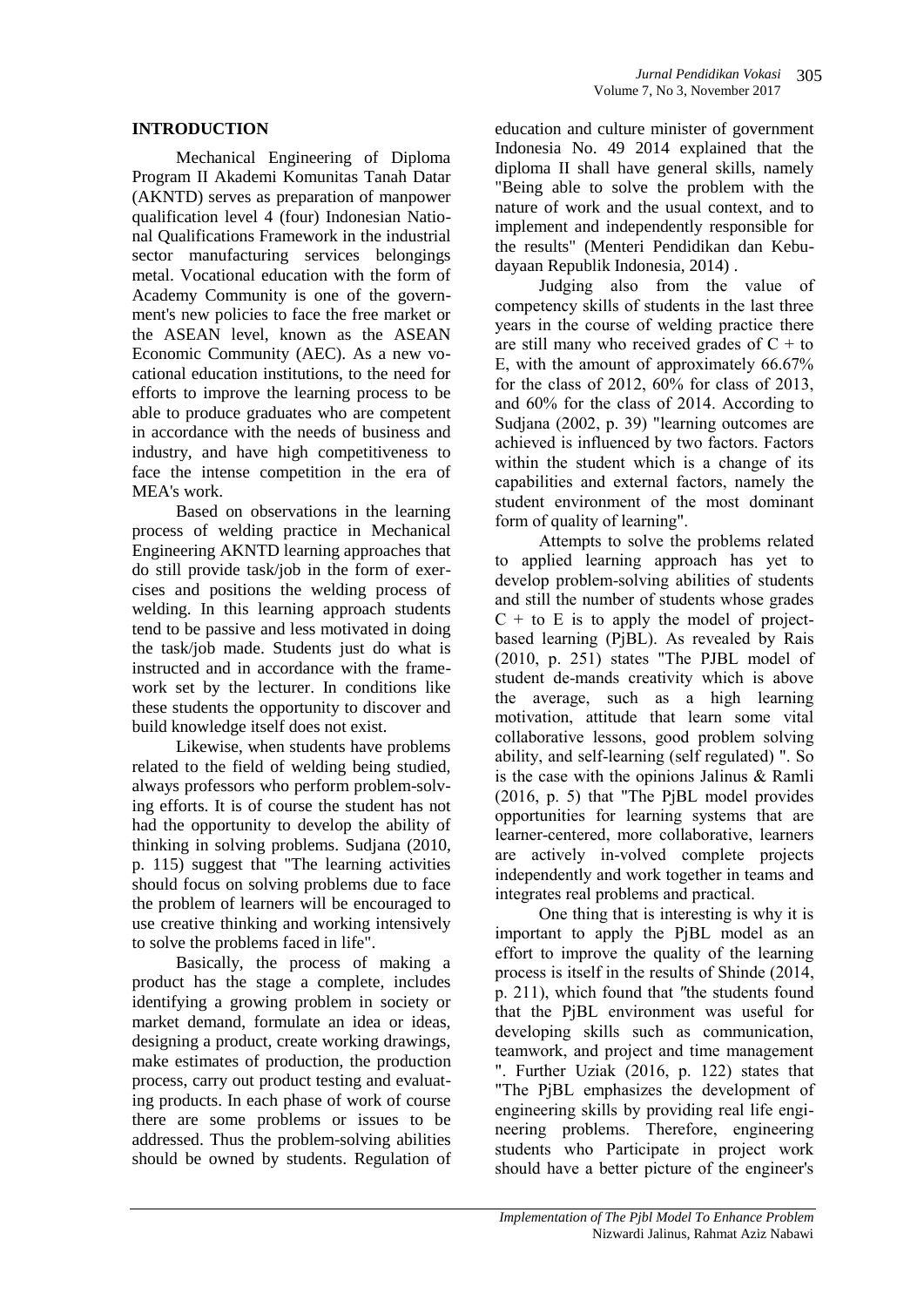## INTRODUCTION

Mechanical Engineering of Diploma Program II Akademi Komunitas Tanah Datar (AKNTD) serves as preparation of manpower qualification level 4 (four) Indonesian National Qualifications Framework in the industrial sector manufacturing services belongings metal. Vocational education with the form of Academy Community is one of the government's new policies to face the free market or the ASEAN level, known as the ASEAN Economic Community (AEC). As a new vocational education institutions, to the need for efforts to improve the learning process to be able to produce graduates who are competent in accordance with the needs of business and industry, and have high competitiveness to face the intense competition in the era of MEA's work.

Based on observations in the learning process of welding practice in Mechanical Engineering AKNTD learning approaches that do still provide task/job in the form of exercises and positions the welding process of welding. In this learning approach students tend to be passive and less motivated in doing the task/job made. Students just do what is instructed and in accordance with the framework set by the lecturer. In conditions like these students the opportunity to discover and build knowledge itself does not exist.

Likewise, when students have problems related to the field of welding being studied, always professors who perform problem-solving efforts. It is of course the student has not had the opportunity to develop the ability of thinking in solving problems. Sudjana (2010, p. 115) suggest that "The learning activities should focus on solving problems due to face the problem of learners will be encouraged to use creative thinking and working intensively to solve the problems faced in life".

Basically, the process of making a product has the stage a complete, includes identifying a growing problem in society or market demand, formulate an idea or ideas, designing a product, create working drawings, make estimates of production, the production process, carry out product testing and evaluating products. In each phase of work of course there are some problems or issues to be addressed. Thus the problem-solving abilities should be owned by students. Regulation of education and culture minister of government Indonesia No. 49 2014 explained that the diploma II shall have general skills, namely "Being able to solve the problem with the nature of work and the usual context, and to implement and independently responsible for the results" (Menteri Pendidikan dan Kebudayaan Republik Indonesia, 2014) .

Judging also from the value of competency skills of students in the last three years in the course of welding practice there are still many who received grades of C + to E, with the amount of approximately 66.67% for the class of 2012, 60% for class of 2013, and 60% for the class of 2014. According to Sudjana (2002, p. 39) "learning outcomes are achieved is influenced by two factors. Factors within the student which is a change of its capabilities and external factors, namely the student environment of the most dominant form of quality of learning".

Attempts to solve the problems related to applied learning approach has yet to develop problem-solving abilities of students and still the number of students whose grades C + to E is to apply the model of project-based learning (PjBL). As revealed by Rais (2010, p. 251) states "The PJBL model of student de-mands creativity which is above the average, such as a high learning motivation, attitude that learn some vital collaborative lessons, good problem solving ability, and self-learning (self regulated) ". So is the case with the opinions Jalinus & Ramli (2016, p. 5) that "The PjBL model provides opportunities for learning systems that are learner-centered, more collaborative, learners are actively in-volved complete projects independently and work together in teams and integrates real problems and practical.

One thing that is interesting is why it is important to apply the PjBL model as an effort to improve the quality of the learning process is itself in the results of Shinde (2014, p. 211), which found that "the students found that the PjBL environment was useful for developing skills such as communication, teamwork, and project and time management ". Further Uziak (2016, p. 122) states that "The PjBL emphasizes the development of engineering skills by providing real life engineering problems. Therefore, engineering students who Participate in project work should have a better picture of the engineer's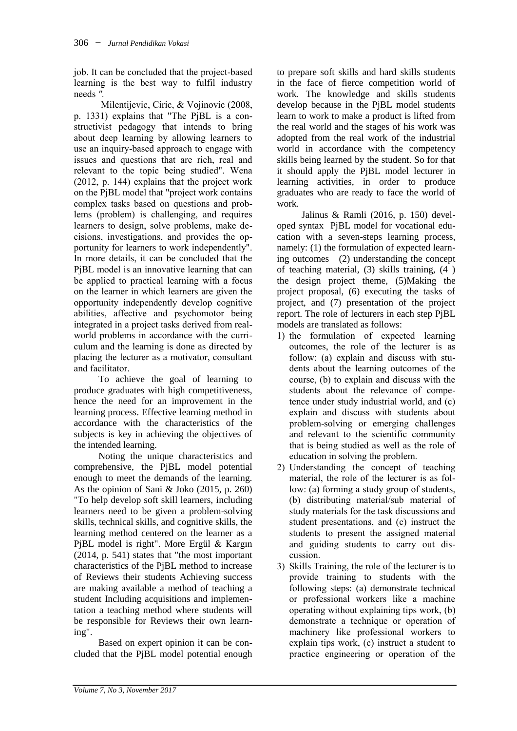job. It can be concluded that the project-based learning is the best way to fulfil industry needs ″.

Milentijevic, Ciric, & Vojinovic (2008, p. 1331) explains that "The PjBL is a constructivist pedagogy that intends to bring about deep learning by allowing learners to use an inquiry-based approach to engage with issues and questions that are rich, real and relevant to the topic being studied". Wena (2012, p. 144) explains that the project work on the PjBL model that "project work contains complex tasks based on questions and problems (problem) is challenging, and requires learners to design, solve problems, make decisions, investigations, and provides the opportunity for learners to work independently". In more details, it can be concluded that the PjBL model is an innovative learning that can be applied to practical learning with a focus on the learner in which learners are given the opportunity independently develop cognitive abilities, affective and psychomotor being integrated in a project tasks derived from real-world problems in accordance with the curriculum and the learning is done as directed by placing the lecturer as a motivator, consultant and facilitator.

To achieve the goal of learning to produce graduates with high competitiveness, hence the need for an improvement in the learning process. Effective learning method in accordance with the characteristics of the subjects is key in achieving the objectives of the intended learning.

Noting the unique characteristics and comprehensive, the PjBL model potential enough to meet the demands of the learning. As the opinion of Sani & Joko (2015, p. 260) "To help develop soft skill learners, including learners need to be given a problem-solving skills, technical skills, and cognitive skills, the learning method centered on the learner as a PjBL model is right". More Ergül & Kargın (2014, p. 541) states that "the most important characteristics of the PjBL method to increase of Reviews their students Achieving success are making available a method of teaching a student Including acquisitions and implementation a teaching method where students will be responsible for Reviews their own learning".

Based on expert opinion it can be concluded that the PjBL model potential enough to prepare soft skills and hard skills students in the face of fierce competition world of work. The knowledge and skills students develop because in the PjBL model students learn to work to make a product is lifted from the real world and the stages of his work was adopted from the real work of the industrial world in accordance with the competency skills being learned by the student. So for that it should apply the PjBL model lecturer in learning activities, in order to produce graduates who are ready to face the world of work.

Jalinus & Ramli (2016, p. 150) developed syntax PjBL model for vocational education with a seven-steps learning process, namely: (1) the formulation of expected learning outcomes (2) understanding the concept of teaching material, (3) skills training, (4 ) the design project theme, (5)Making the project proposal, (6) executing the tasks of project, and (7) presentation of the project report. The role of lecturers in each step PjBL models are translated as follows:

1) the formulation of expected learning outcomes, the role of the lecturer is as follow: (a) explain and discuss with students about the learning outcomes of the course, (b) to explain and discuss with the students about the relevance of competence under study industrial world, and (c) explain and discuss with students about problem-solving or emerging challenges and relevant to the scientific community that is being studied as well as the role of education in solving the problem.
2) Understanding the concept of teaching material, the role of the lecturer is as follow: (a) forming a study group of students, (b) distributing material/sub material of study materials for the task discussions and student presentations, and (c) instruct the students to present the assigned material and guiding students to carry out discussion.
3) Skills Training, the role of the lecturer is to provide training to students with the following steps: (a) demonstrate technical or professional workers like a machine operating without explaining tips work, (b) demonstrate a technique or operation of machinery like professional workers to explain tips work, (c) instruct a student to practice engineering or operation of the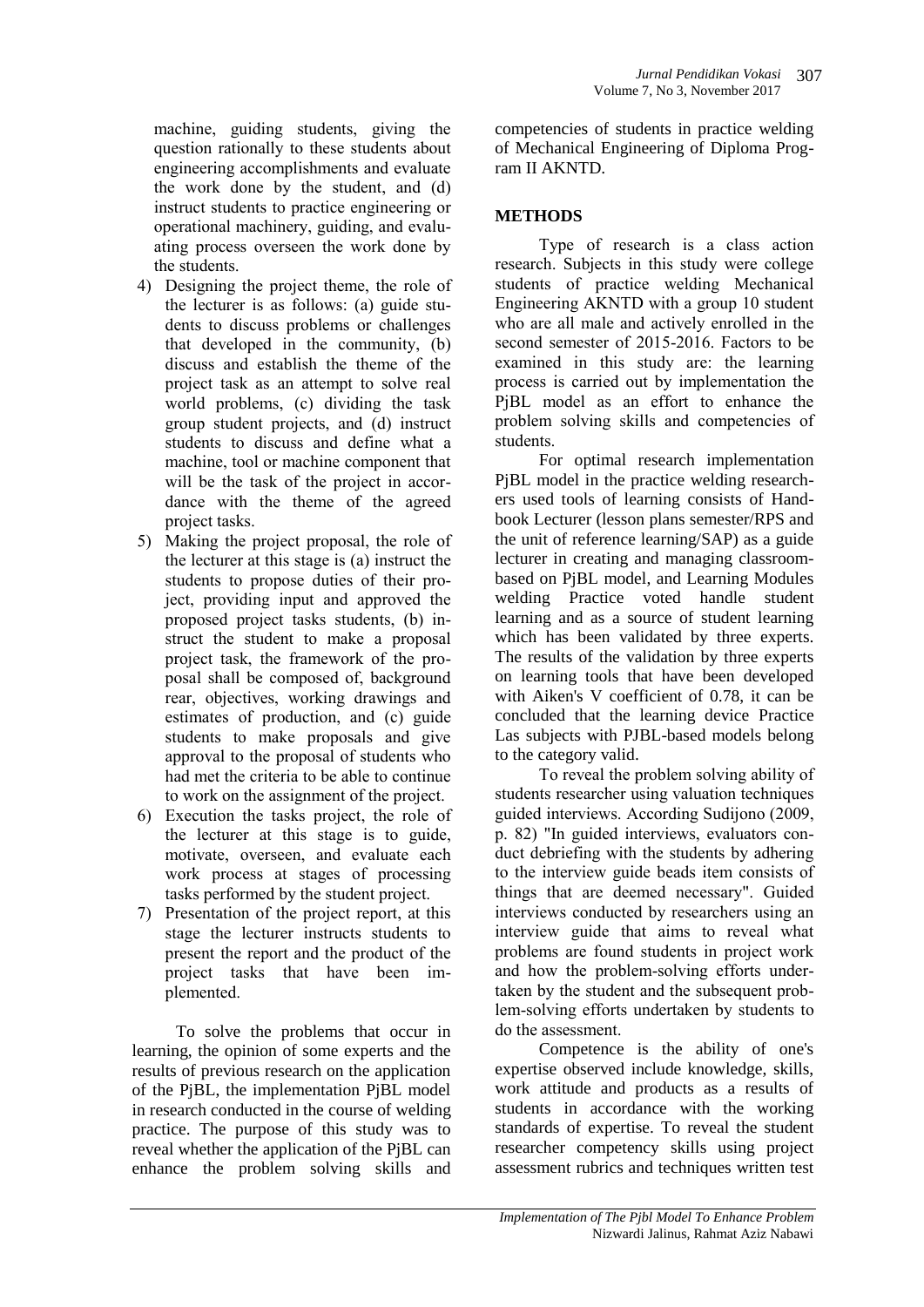machine, guiding students, giving the question rationally to these students about engineering accomplishments and evaluate the work done by the student, and (d) instruct students to practice engineering or operational machinery, guiding, and evaluating process overseen the work done by the students.

4) Designing the project theme, the role of the lecturer is as follows: (a) guide students to discuss problems or challenges that developed in the community, (b) discuss and establish the theme of the project task as an attempt to solve real world problems, (c) dividing the task group student projects, and (d) instruct students to discuss and define what a machine, tool or machine component that will be the task of the project in accordance with the theme of the agreed project tasks.
5) Making the project proposal, the role of the lecturer at this stage is (a) instruct the students to propose duties of their project, providing input and approved the proposed project tasks students, (b) instruct the student to make a proposal project task, the framework of the proposal shall be composed of, background rear, objectives, working drawings and estimates of production, and (c) guide students to make proposals and give approval to the proposal of students who had met the criteria to be able to continue to work on the assignment of the project.
6) Execution the tasks project, the role of the lecturer at this stage is to guide, motivate, overseen, and evaluate each work process at stages of processing tasks performed by the student project.
7) Presentation of the project report, at this stage the lecturer instructs students to present the report and the product of the project tasks that have been implemented.

To solve the problems that occur in learning, the opinion of some experts and the results of previous research on the application of the PjBL, the implementation PjBL model in research conducted in the course of welding practice. The purpose of this study was to reveal whether the application of the PjBL can enhance the problem solving skills and competencies of students in practice welding of Mechanical Engineering of Diploma Program II AKNTD.

## METHODS

Type of research is a class action research. Subjects in this study were college students of practice welding Mechanical Engineering AKNTD with a group 10 student who are all male and actively enrolled in the second semester of 2015-2016. Factors to be examined in this study are: the learning process is carried out by implementation the PjBL model as an effort to enhance the problem solving skills and competencies of students.

For optimal research implementation PjBL model in the practice welding researchers used tools of learning consists of Handbook Lecturer (lesson plans semester/RPS and the unit of reference learning/SAP) as a guide lecturer in creating and managing classroom-based on PjBL model, and Learning Modules welding Practice voted handle student learning and as a source of student learning which has been validated by three experts. The results of the validation by three experts on learning tools that have been developed with Aiken's V coefficient of 0.78, it can be concluded that the learning device Practice Las subjects with PJBL-based models belong to the category valid.

To reveal the problem solving ability of students researcher using valuation techniques guided interviews. According Sudijono (2009, p. 82) "In guided interviews, evaluators conduct debriefing with the students by adhering to the interview guide beads item consists of things that are deemed necessary". Guided interviews conducted by researchers using an interview guide that aims to reveal what problems are found students in project work and how the problem-solving efforts undertaken by the student and the subsequent problem-solving efforts undertaken by students to do the assessment.

Competence is the ability of one's expertise observed include knowledge, skills, work attitude and products as a results of students in accordance with the working standards of expertise. To reveal the student researcher competency skills using project assessment rubrics and techniques written test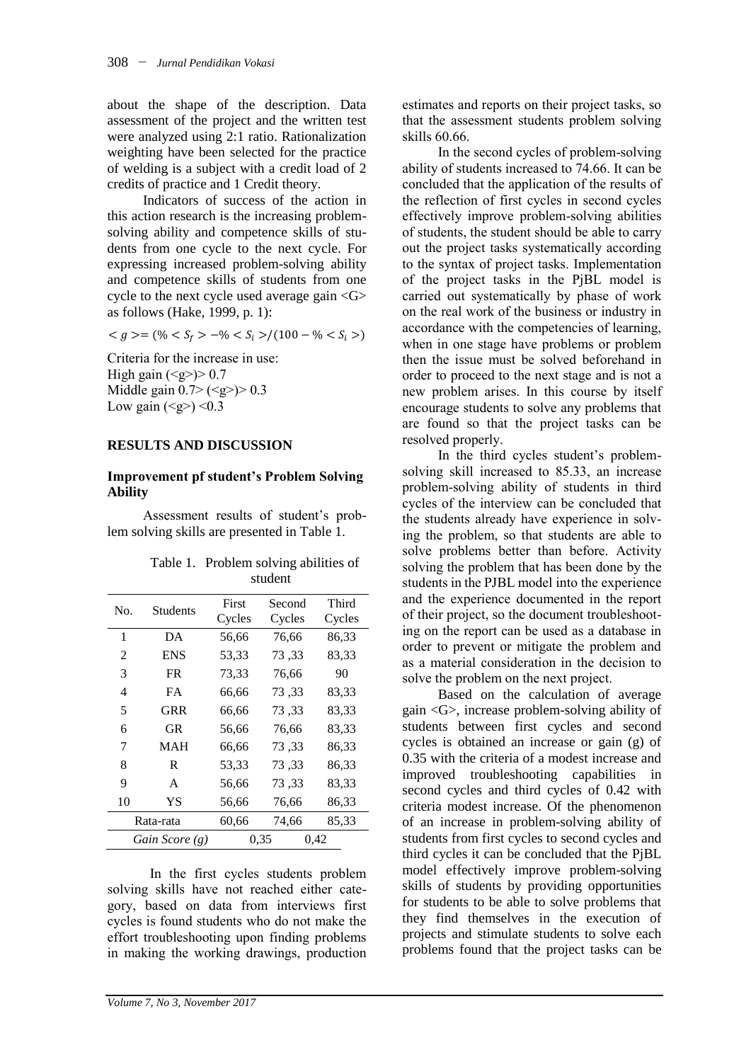about the shape of the description. Data assessment of the project and the written test were analyzed using 2:1 ratio. Rationalization weighting have been selected for the practice of welding is a subject with a credit load of 2 credits of practice and 1 Credit theory.

Indicators of success of the action in this action research is the increasing problem-solving ability and competence skills of students from one cycle to the next cycle. For expressing increased problem-solving ability and competence skills of students from one cycle to the next cycle used average gain <G> as follows (Hake, 1999, p. 1):

$$< g > = (\% < S_f > - \% < S_i >) / (100 - \% < S_i >)$$

Criteria for the increase in use:
High gain (<g>)> 0.7
Middle gain 0.7> (<g>)> 0.3
Low gain (<g>) <0.3

## RESULTS AND DISCUSSION

### Improvement pf student's Problem Solving Ability

Assessment results of student's problem solving skills are presented in Table 1.

Table 1. Problem solving abilities of student

| No. | Students | First Cycles | Second Cycles | Third Cycles |
|---|---|---|---|---|
| 1 | DA | 56,66 | 76,66 | 86,33 |
| 2 | ENS | 53,33 | 73 ,33 | 83,33 |
| 3 | FR | 73,33 | 76,66 | 90 |
| 4 | FA | 66,66 | 73 ,33 | 83,33 |
| 5 | GRR | 66,66 | 73 ,33 | 83,33 |
| 6 | GR | 56,66 | 76,66 | 83,33 |
| 7 | MAH | 66,66 | 73 ,33 | 86,33 |
| 8 | R | 53,33 | 73 ,33 | 86,33 |
| 9 | A | 56,66 | 73 ,33 | 83,33 |
| 10 | YS | 56,66 | 76,66 | 86,33 |
| Rata-rata | | 60,66 | 74,66 | 85,33 |
| *Gain Score (g)* | | | 0,35 | 0,42 |

In the first cycles students problem solving skills have not reached either category, based on data from interviews first cycles is found students who do not make the effort troubleshooting upon finding problems in making the working drawings, production estimates and reports on their project tasks, so that the assessment students problem solving skills 60.66.

In the second cycles of problem-solving ability of students increased to 74.66. It can be concluded that the application of the results of the reflection of first cycles in second cycles effectively improve problem-solving abilities of students, the student should be able to carry out the project tasks systematically according to the syntax of project tasks. Implementation of the project tasks in the PjBL model is carried out systematically by phase of work on the real work of the business or industry in accordance with the competencies of learning, when in one stage have problems or problem then the issue must be solved beforehand in order to proceed to the next stage and is not a new problem arises. In this course by itself encourage students to solve any problems that are found so that the project tasks can be resolved properly.

In the third cycles student's problem-solving skill increased to 85.33, an increase problem-solving ability of students in third cycles of the interview can be concluded that the students already have experience in solving the problem, so that students are able to solve problems better than before. Activity solving the problem that has been done by the students in the PJBL model into the experience and the experience documented in the report of their project, so the document troubleshooting on the report can be used as a database in order to prevent or mitigate the problem and as a material consideration in the decision to solve the problem on the next project.

Based on the calculation of average gain <G>, increase problem-solving ability of students between first cycles and second cycles is obtained an increase or gain (g) of 0.35 with the criteria of a modest increase and improved troubleshooting capabilities in second cycles and third cycles of 0.42 with criteria modest increase. Of the phenomenon of an increase in problem-solving ability of students from first cycles to second cycles and third cycles it can be concluded that the PjBL model effectively improve problem-solving skills of students by providing opportunities for students to be able to solve problems that they find themselves in the execution of projects and stimulate students to solve each problems found that the project tasks can be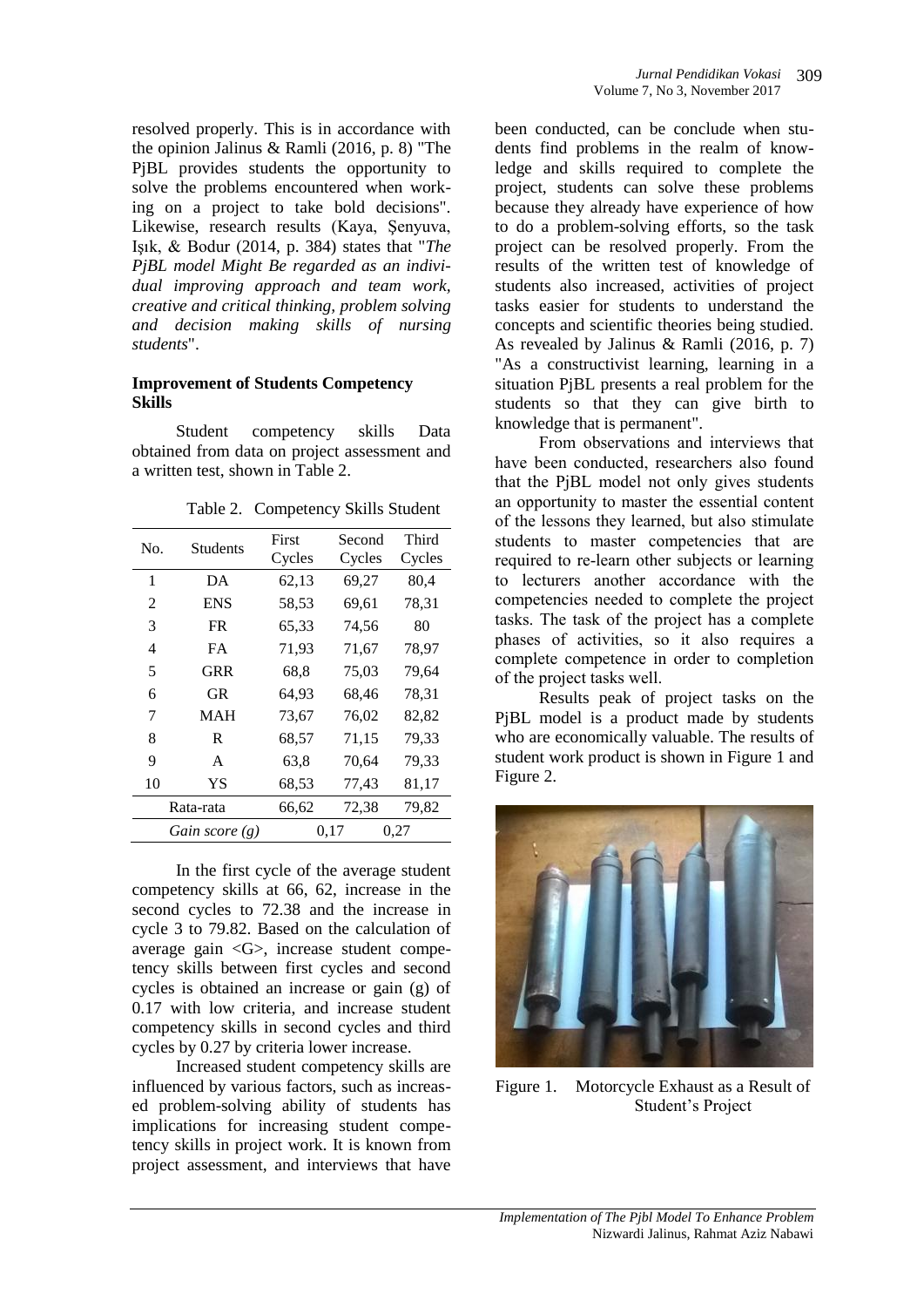resolved properly. This is in accordance with the opinion Jalinus & Ramli (2016, p. 8) "The PjBL provides students the opportunity to solve the problems encountered when working on a project to take bold decisions". Likewise, research results (Kaya, Şenyuva, Işık, & Bodur (2014, p. 384) states that "*The PjBL model Might Be regarded as an individual improving approach and team work, creative and critical thinking, problem solving and decision making skills of nursing students*".

### Improvement of Students Competency Skills

Student competency skills Data obtained from data on project assessment and a written test, shown in Table 2.

Table 2. Competency Skills Student

| No. | Students | First Cycles | Second Cycles | Third Cycles |
|---|---|---|---|---|
| 1 | DA | 62,13 | 69,27 | 80,4 |
| 2 | ENS | 58,53 | 69,61 | 78,31 |
| 3 | FR | 65,33 | 74,56 | 80 |
| 4 | FA | 71,93 | 71,67 | 78,97 |
| 5 | GRR | 68,8 | 75,03 | 79,64 |
| 6 | GR | 64,93 | 68,46 | 78,31 |
| 7 | MAH | 73,67 | 76,02 | 82,82 |
| 8 | R | 68,57 | 71,15 | 79,33 |
| 9 | A | 63,8 | 70,64 | 79,33 |
| 10 | YS | 68,53 | 77,43 | 81,17 |
| Rata-rata | | 66,62 | 72,38 | 79,82 |
| *Gain score (g)* | | 0,17 | | 0,27 |

In the first cycle of the average student competency skills at 66, 62, increase in the second cycles to 72.38 and the increase in cycle 3 to 79.82. Based on the calculation of average gain <G>, increase student competency skills between first cycles and second cycles is obtained an increase or gain (g) of 0.17 with low criteria, and increase student competency skills in second cycles and third cycles by 0.27 by criteria lower increase.

Increased student competency skills are influenced by various factors, such as increased problem-solving ability of students has implications for increasing student competency skills in project work. It is known from project assessment, and interviews that have been conducted, can be conclude when students find problems in the realm of knowledge and skills required to complete the project, students can solve these problems because they already have experience of how to do a problem-solving efforts, so the task project can be resolved properly. From the results of the written test of knowledge of students also increased, activities of project tasks easier for students to understand the concepts and scientific theories being studied. As revealed by Jalinus & Ramli (2016, p. 7) "As a constructivist learning, learning in a situation PjBL presents a real problem for the students so that they can give birth to knowledge that is permanent".

From observations and interviews that have been conducted, researchers also found that the PjBL model not only gives students an opportunity to master the essential content of the lessons they learned, but also stimulate students to master competencies that are required to re-learn other subjects or learning to lecturers another accordance with the competencies needed to complete the project tasks. The task of the project has a complete phases of activities, so it also requires a complete competence in order to completion of the project tasks well.

Results peak of project tasks on the PjBL model is a product made by students who are economically valuable. The results of student work product is shown in Figure 1 and Figure 2.

Figure 1. Motorcycle Exhaust as a Result of Student's Project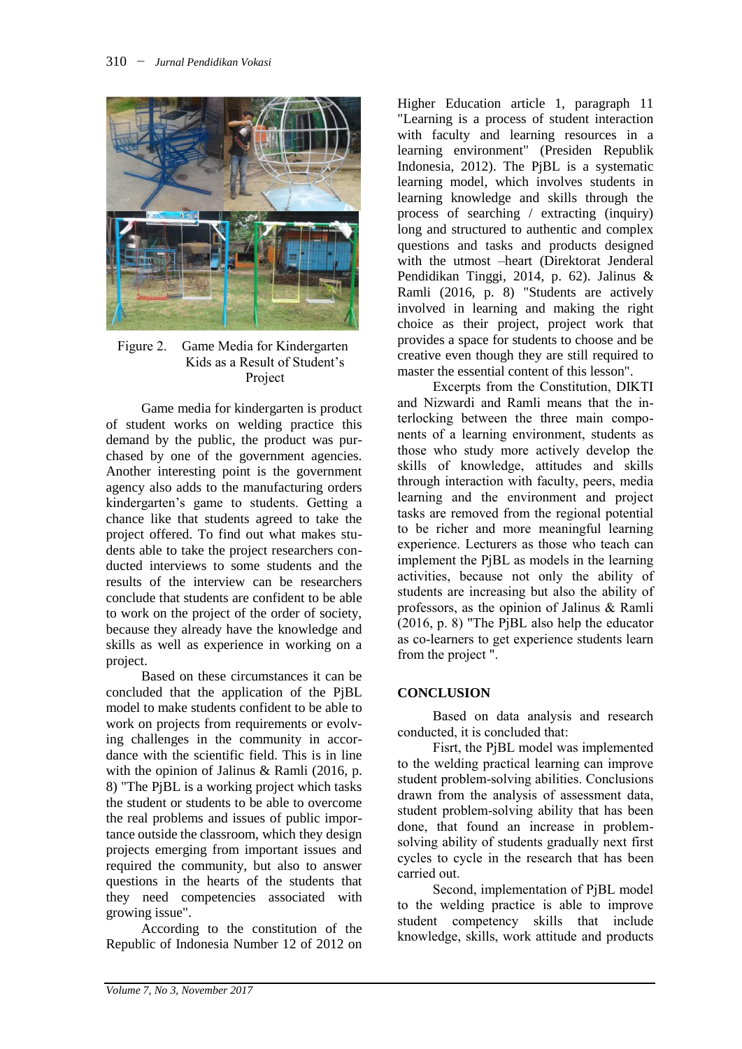Figure 2. Game Media for Kindergarten Kids as a Result of Student's Project

Game media for kindergarten is product of student works on welding practice this demand by the public, the product was purchased by one of the government agencies. Another interesting point is the government agency also adds to the manufacturing orders kindergarten's game to students. Getting a chance like that students agreed to take the project offered. To find out what makes students able to take the project researchers conducted interviews to some students and the results of the interview can be researchers conclude that students are confident to be able to work on the project of the order of society, because they already have the knowledge and skills as well as experience in working on a project.

Based on these circumstances it can be concluded that the application of the PjBL model to make students confident to be able to work on projects from requirements or evolving challenges in the community in accordance with the scientific field. This is in line with the opinion of Jalinus & Ramli (2016, p. 8) "The PjBL is a working project which tasks the student or students to be able to overcome the real problems and issues of public importance outside the classroom, which they design projects emerging from important issues and required the community, but also to answer questions in the hearts of the students that they need competencies associated with growing issue".

According to the constitution of the Republic of Indonesia Number 12 of 2012 on Higher Education article 1, paragraph 11 "Learning is a process of student interaction with faculty and learning resources in a learning environment" (Presiden Republik Indonesia, 2012). The PjBL is a systematic learning model, which involves students in learning knowledge and skills through the process of searching / extracting (inquiry) long and structured to authentic and complex questions and tasks and products designed with the utmost –heart (Direktorat Jenderal Pendidikan Tinggi, 2014, p. 62). Jalinus & Ramli (2016, p. 8) "Students are actively involved in learning and making the right choice as their project, project work that provides a space for students to choose and be creative even though they are still required to master the essential content of this lesson".

Excerpts from the Constitution, DIKTI and Nizwardi and Ramli means that the interlocking between the three main components of a learning environment, students as those who study more actively develop the skills of knowledge, attitudes and skills through interaction with faculty, peers, media learning and the environment and project tasks are removed from the regional potential to be richer and more meaningful learning experience. Lecturers as those who teach can implement the PjBL as models in the learning activities, because not only the ability of students are increasing but also the ability of professors, as the opinion of Jalinus & Ramli (2016, p. 8) "The PjBL also help the educator as co-learners to get experience students learn from the project ".

## CONCLUSION

Based on data analysis and research conducted, it is concluded that:

Fisrt, the PjBL model was implemented to the welding practical learning can improve student problem-solving abilities. Conclusions drawn from the analysis of assessment data, student problem-solving ability that has been done, that found an increase in problem-solving ability of students gradually next first cycles to cycle in the research that has been carried out.

Second, implementation of PjBL model to the welding practice is able to improve student competency skills that include knowledge, skills, work attitude and products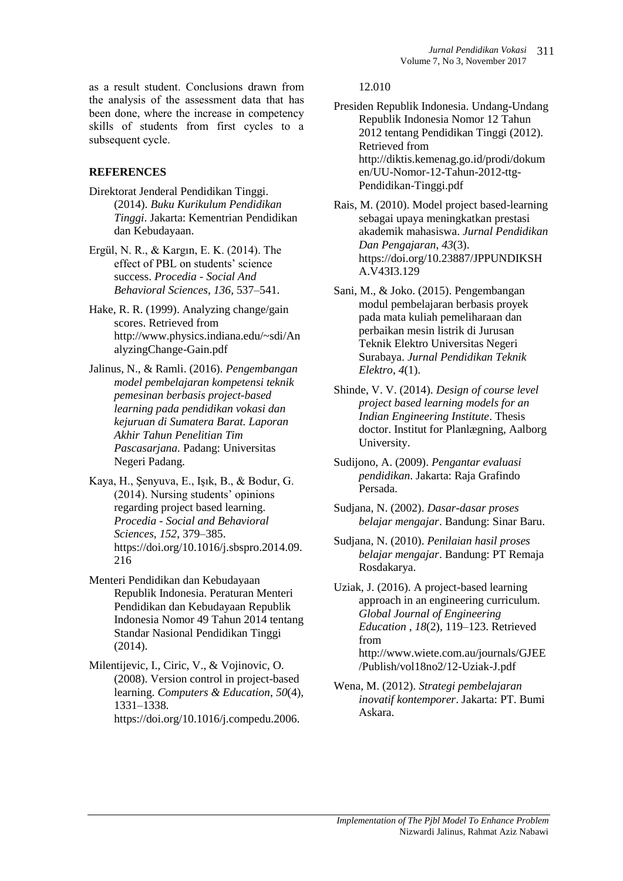as a result student. Conclusions drawn from the analysis of the assessment data that has been done, where the increase in competency skills of students from first cycles to a subsequent cycle.

## REFERENCES

Direktorat Jenderal Pendidikan Tinggi. (2014). *Buku Kurikulum Pendidikan Tinggi*. Jakarta: Kementrian Pendidikan dan Kebudayaan.

Ergül, N. R., & Kargın, E. K. (2014). The effect of PBL on students' science success. *Procedia - Social And Behavioral Sciences*, *136*, 537–541.

Hake, R. R. (1999). Analyzing change/gain scores. Retrieved from http://www.physics.indiana.edu/~sdi/AnalyzingChange-Gain.pdf

Jalinus, N., & Ramli. (2016). *Pengembangan model pembelajaran kompetensi teknik pemesinan berbasis project-based learning pada pendidikan vokasi dan kejuruan di Sumatera Barat. Laporan Akhir Tahun Penelitian Tim Pascasarjana.* Padang: Universitas Negeri Padang.

Kaya, H., Şenyuva, E., Işık, B., & Bodur, G. (2014). Nursing students' opinions regarding project based learning. *Procedia - Social and Behavioral Sciences*, *152*, 379–385. https://doi.org/10.1016/j.sbspro.2014.09.216

Menteri Pendidikan dan Kebudayaan Republik Indonesia. Peraturan Menteri Pendidikan dan Kebudayaan Republik Indonesia Nomor 49 Tahun 2014 tentang Standar Nasional Pendidikan Tinggi (2014).

Milentijevic, I., Ciric, V., & Vojinovic, O. (2008). Version control in project-based learning. *Computers & Education*, *50*(4), 1331–1338. https://doi.org/10.1016/j.compedu.2006.12.010

Presiden Republik Indonesia. Undang-Undang Republik Indonesia Nomor 12 Tahun 2012 tentang Pendidikan Tinggi (2012). Retrieved from http://diktis.kemenag.go.id/prodi/dokumen/UU-Nomor-12-Tahun-2012-ttg-Pendidikan-Tinggi.pdf

Rais, M. (2010). Model project based-learning sebagai upaya meningkatkan prestasi akademik mahasiswa. *Jurnal Pendidikan Dan Pengajaran*, *43*(3). https://doi.org/10.23887/JPPUNDIKSHA.V43I3.129

Sani, M., & Joko. (2015). Pengembangan modul pembelajaran berbasis proyek pada mata kuliah pemeliharaan dan perbaikan mesin listrik di Jurusan Teknik Elektro Universitas Negeri Surabaya. *Jurnal Pendidikan Teknik Elektro*, *4*(1).

Shinde, V. V. (2014). *Design of course level project based learning models for an Indian Engineering Institute*. Thesis doctor. Institut for Planlægning, Aalborg University.

Sudijono, A. (2009). *Pengantar evaluasi pendidikan*. Jakarta: Raja Grafindo Persada.

Sudjana, N. (2002). *Dasar-dasar proses belajar mengajar*. Bandung: Sinar Baru.

Sudjana, N. (2010). *Penilaian hasil proses belajar mengajar*. Bandung: PT Remaja Rosdakarya.

Uziak, J. (2016). A project-based learning approach in an engineering curriculum. *Global Journal of Engineering Education* , *18*(2), 119–123. Retrieved from http://www.wiete.com.au/journals/GJEE/Publish/vol18no2/12-Uziak-J.pdf

Wena, M. (2012). *Strategi pembelajaran inovatif kontemporer*. Jakarta: PT. Bumi Askara.